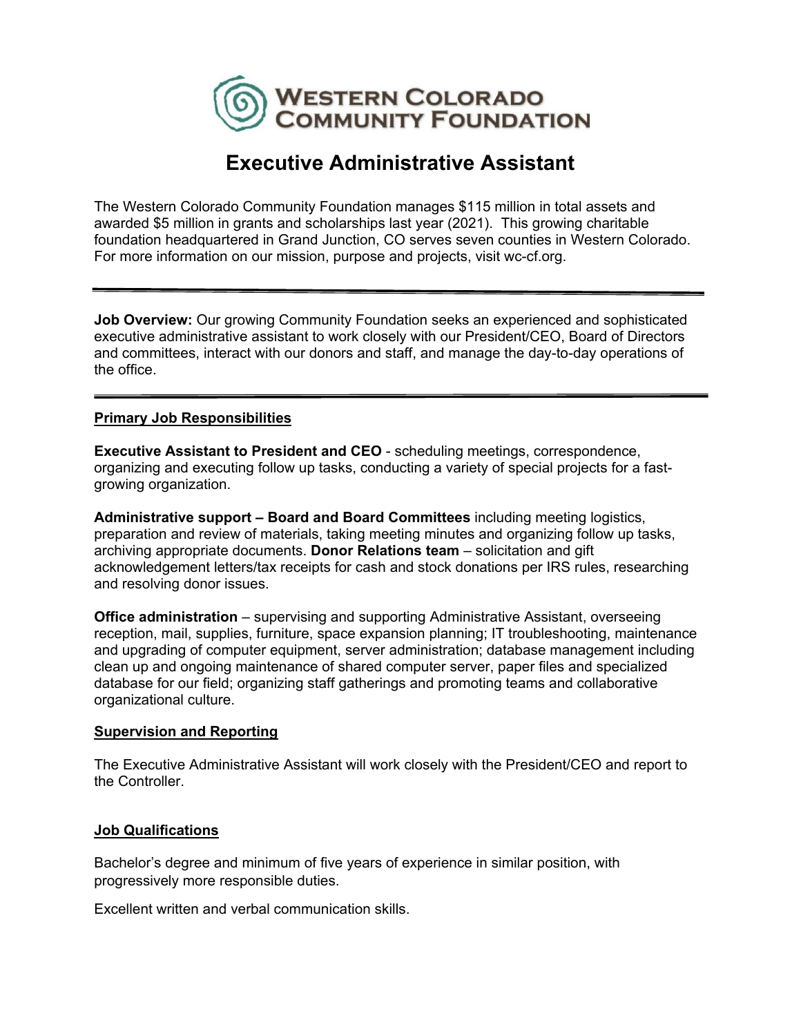WESTERN COLORADO COMMUNITY FOUNDATION

# Executive Administrative Assistant

The Western Colorado Community Foundation manages $115 million in total assets and awarded $5 million in grants and scholarships last year (2021). This growing charitable foundation headquartered in Grand Junction, CO serves seven counties in Western Colorado. For more information on our mission, purpose and projects, visit wc-cf.org.

---

**Job Overview:** Our growing Community Foundation seeks an experienced and sophisticated executive administrative assistant to work closely with our President/CEO, Board of Directors and committees, interact with our donors and staff, and manage the day-to-day operations of the office.

---

## Primary Job Responsibilities

**Executive Assistant to President and CEO** - scheduling meetings, correspondence, organizing and executing follow up tasks, conducting a variety of special projects for a fast-growing organization.

**Administrative support – Board and Board Committees** including meeting logistics, preparation and review of materials, taking meeting minutes and organizing follow up tasks, archiving appropriate documents. **Donor Relations team** – solicitation and gift acknowledgement letters/tax receipts for cash and stock donations per IRS rules, researching and resolving donor issues.

**Office administration** – supervising and supporting Administrative Assistant, overseeing reception, mail, supplies, furniture, space expansion planning; IT troubleshooting, maintenance and upgrading of computer equipment, server administration; database management including clean up and ongoing maintenance of shared computer server, paper files and specialized database for our field; organizing staff gatherings and promoting teams and collaborative organizational culture.

## Supervision and Reporting

The Executive Administrative Assistant will work closely with the President/CEO and report to the Controller.

## Job Qualifications

Bachelor's degree and minimum of five years of experience in similar position, with progressively more responsible duties.

Excellent written and verbal communication skills.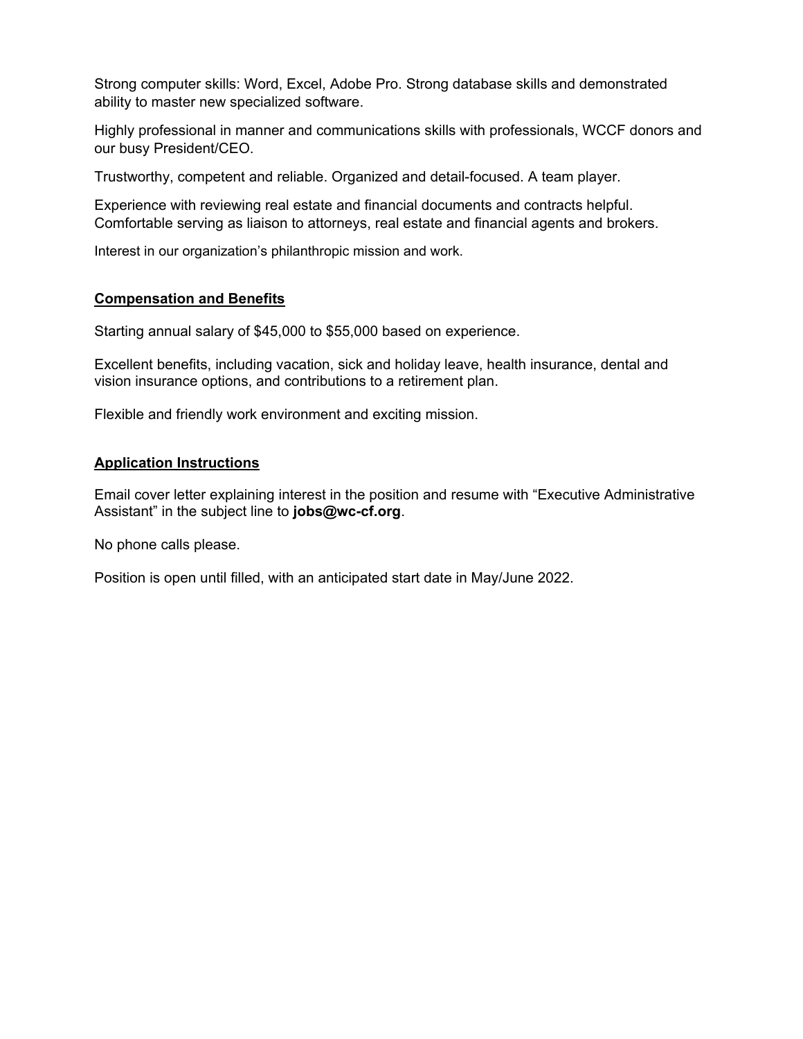Strong computer skills: Word, Excel, Adobe Pro. Strong database skills and demonstrated ability to master new specialized software.

Highly professional in manner and communications skills with professionals, WCCF donors and our busy President/CEO.

Trustworthy, competent and reliable. Organized and detail-focused. A team player.

Experience with reviewing real estate and financial documents and contracts helpful. Comfortable serving as liaison to attorneys, real estate and financial agents and brokers.

Interest in our organization's philanthropic mission and work.

## Compensation and Benefits

Starting annual salary of $45,000 to $55,000 based on experience.

Excellent benefits, including vacation, sick and holiday leave, health insurance, dental and vision insurance options, and contributions to a retirement plan.

Flexible and friendly work environment and exciting mission.

## Application Instructions

Email cover letter explaining interest in the position and resume with "Executive Administrative Assistant" in the subject line to **jobs@wc-cf.org**.

No phone calls please.

Position is open until filled, with an anticipated start date in May/June 2022.